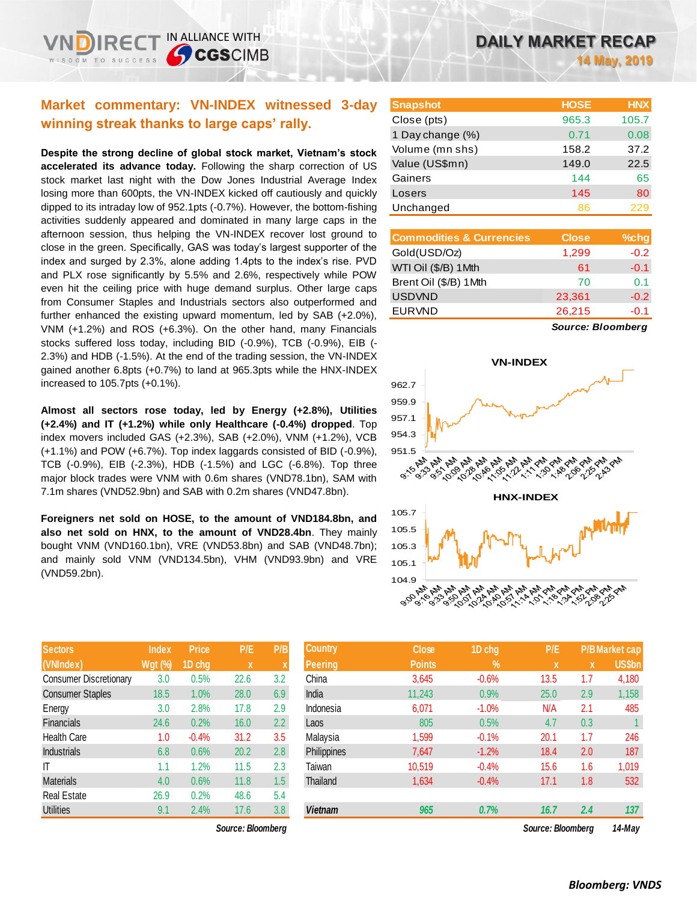DAILY MARKET RECAP

14 May, 2019

## Market commentary: VN-INDEX witnessed 3-day winning streak thanks to large caps' rally.

**Despite the strong decline of global stock market, Vietnam's stock accelerated its advance today.** Following the sharp correction of US stock market last night with the Dow Jones Industrial Average Index losing more than 600pts, the VN-INDEX kicked off cautiously and quickly dipped to its intraday low of 952.1pts (-0.7%). However, the bottom-fishing activities suddenly appeared and dominated in many large caps in the afternoon session, thus helping the VN-INDEX recover lost ground to close in the green. Specifically, GAS was today's largest supporter of the index and surged by 2.3%, alone adding 1.4pts to the index's rise. PVD and PLX rose significantly by 5.5% and 2.6%, respectively while POW even hit the ceiling price with huge demand surplus. Other large caps from Consumer Staples and Industrials sectors also outperformed and further enhanced the existing upward momentum, led by SAB (+2.0%), VNM (+1.2%) and ROS (+6.3%). On the other hand, many Financials stocks suffered loss today, including BID (-0.9%), TCB (-0.9%), EIB (-2.3%) and HDB (-1.5%). At the end of the trading session, the VN-INDEX gained another 6.8pts (+0.7%) to land at 965.3pts while the HNX-INDEX increased to 105.7pts (+0.1%).

**Almost all sectors rose today, led by Energy (+2.8%), Utilities (+2.4%) and IT (+1.2%) while only Healthcare (-0.4%) dropped.** Top index movers included GAS (+2.3%), SAB (+2.0%), VNM (+1.2%), VCB (+1.1%) and POW (+6.7%). Top index laggards consisted of BID (-0.9%), TCB (-0.9%), EIB (-2.3%), HDB (-1.5%) and LGC (-6.8%). Top three major block trades were VNM with 0.6m shares (VND78.1bn), SAM with 7.1m shares (VND52.9bn) and SAB with 0.2m shares (VND47.8bn).

**Foreigners net sold on HOSE, to the amount of VND184.8bn, and also net sold on HNX, to the amount of VND28.4bn**. They mainly bought VNM (VND160.1bn), VRE (VND53.8bn) and SAB (VND48.7bn); and mainly sold VNM (VND134.5bn), VHM (VND93.9bn) and VRE (VND59.2bn).

| Snapshot | HOSE | HNX |
|---|---|---|
| Close (pts) | 965.3 | 105.7 |
| 1 Day change (%) | 0.71 | 0.08 |
| Volume (mn shs) | 158.2 | 37.2 |
| Value (US$mn) | 149.0 | 22.5 |
| Gainers | 144 | 65 |
| Losers | 145 | 80 |
| Unchanged | 86 | 229 |

| Commodities & Currencies | Close | %chg |
|---|---|---|
| Gold(USD/Oz) | 1,299 | -0.2 |
| WTI Oil ($/B) 1Mth | 61 | -0.1 |
| Brent Oil ($/B) 1Mth | 70 | 0.1 |
| USDVND | 23,361 | -0.2 |
| EURVND | 26,215 | -0.1 |

*Source: Bloomberg*

VN-INDEX

962.7
959.9
957.1
954.3
951.5

9:15 AM 9:33 AM 9:51 AM 10:09 AM 10:28 AM 10:46 AM 11:05 AM 11:22 AM 1:11 PM 1:30 PM 1:48 PM 2:06 PM 2:25 PM 2:43 PM

HNX-INDEX

105.7
105.5
105.3
105.1
104.9

9:00 AM 9:16 AM 9:33 AM 9:50 AM 10:07 AM 10:24 AM 10:40 AM 10:57 AM 11:14 AM 1:01 PM 1:18 PM 1:34 PM 1:52 PM 2:08 PM 2:25 PM

| Sectors (VNIndex) | Index Wgt (%) | Price 1D chg | P/E x | P/B x |
|---|---|---|---|---|
| Consumer Discretionary | 3.0 | 0.5% | 22.6 | 3.2 |
| Consumer Staples | 18.5 | 1.0% | 28.0 | 6.9 |
| Energy | 3.0 | 2.8% | 17.8 | 2.9 |
| Financials | 24.6 | 0.2% | 16.0 | 2.2 |
| Health Care | 1.0 | -0.4% | 31.2 | 3.5 |
| Industrials | 6.8 | 0.6% | 20.2 | 2.8 |
| IT | 1.1 | 1.2% | 11.5 | 2.3 |
| Materials | 4.0 | 0.6% | 11.8 | 1.5 |
| Real Estate | 26.9 | 0.2% | 48.6 | 5.4 |
| Utilities | 9.1 | 2.4% | 17.6 | 3.8 |

*Source: Bloomberg*

| Country Peering | Close Points | 1D chg % | P/E x | P/B x | Market cap US$bn |
|---|---|---|---|---|---|
| China | 3,645 | -0.6% | 13.5 | 1.7 | 4,180 |
| India | 11,243 | 0.9% | 25.0 | 2.9 | 1,158 |
| Indonesia | 6,071 | -1.0% | N/A | 2.1 | 485 |
| Laos | 805 | 0.5% | 4.7 | 0.3 | 1 |
| Malaysia | 1,599 | -0.1% | 20.1 | 1.7 | 246 |
| Philippines | 7,647 | -1.2% | 18.4 | 2.0 | 187 |
| Taiwan | 10,519 | -0.4% | 15.6 | 1.6 | 1,019 |
| Thailand | 1,634 | -0.4% | 17.1 | 1.8 | 532 |
| ***Vietnam*** | ***965*** | ***0.7%*** | ***16.7*** | ***2.4*** | ***137*** |

*Source: Bloomberg* *14-May*

***Bloomberg: VNDS***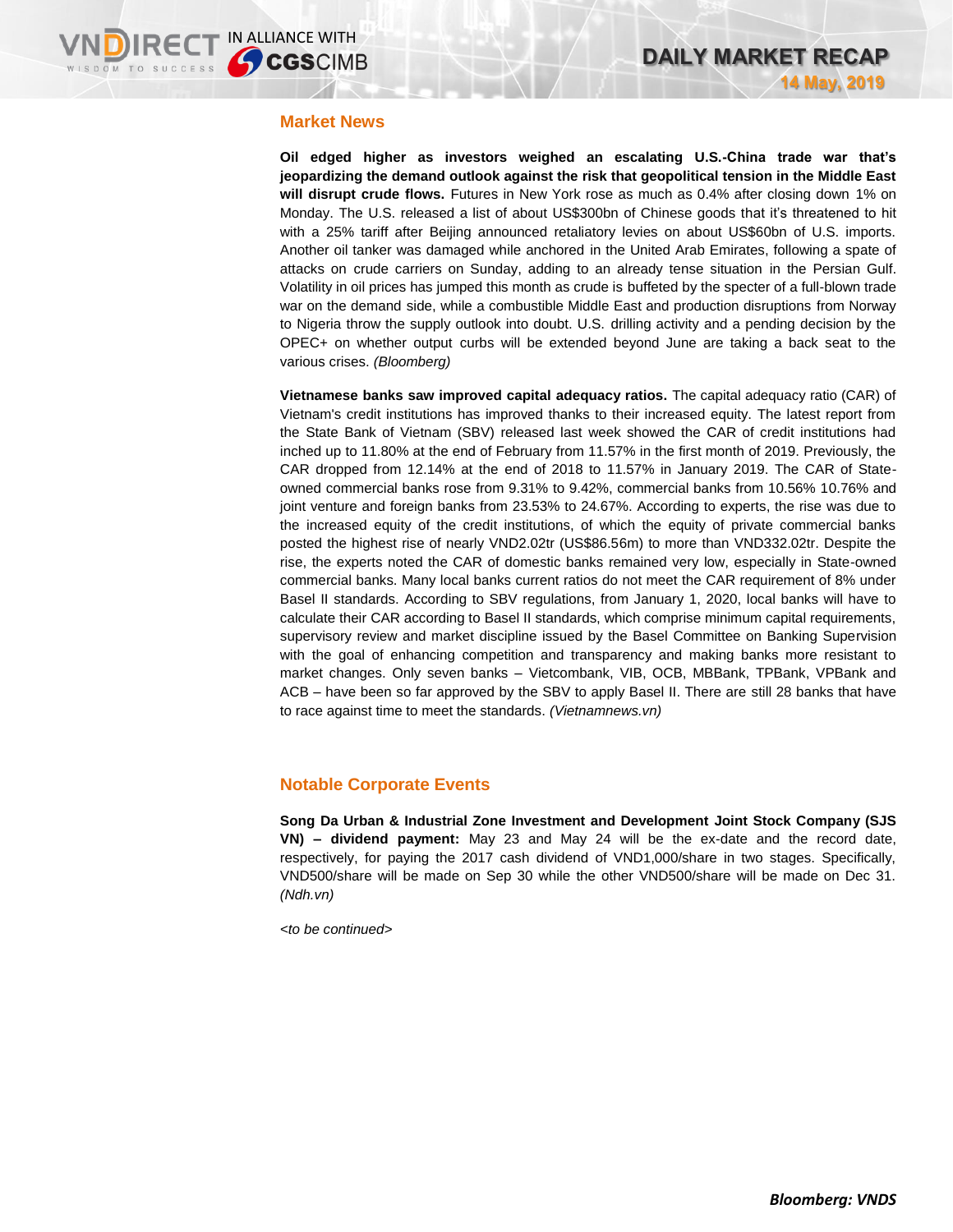## Market News

**Oil edged higher as investors weighed an escalating U.S.-China trade war that's jeopardizing the demand outlook against the risk that geopolitical tension in the Middle East will disrupt crude flows.** Futures in New York rose as much as 0.4% after closing down 1% on Monday. The U.S. released a list of about US$300bn of Chinese goods that it's threatened to hit with a 25% tariff after Beijing announced retaliatory levies on about US$60bn of U.S. imports. Another oil tanker was damaged while anchored in the United Arab Emirates, following a spate of attacks on crude carriers on Sunday, adding to an already tense situation in the Persian Gulf. Volatility in oil prices has jumped this month as crude is buffeted by the specter of a full-blown trade war on the demand side, while a combustible Middle East and production disruptions from Norway to Nigeria throw the supply outlook into doubt. U.S. drilling activity and a pending decision by the OPEC+ on whether output curbs will be extended beyond June are taking a back seat to the various crises. *(Bloomberg)*

**Vietnamese banks saw improved capital adequacy ratios.** The capital adequacy ratio (CAR) of Vietnam's credit institutions has improved thanks to their increased equity. The latest report from the State Bank of Vietnam (SBV) released last week showed the CAR of credit institutions had inched up to 11.80% at the end of February from 11.57% in the first month of 2019. Previously, the CAR dropped from 12.14% at the end of 2018 to 11.57% in January 2019. The CAR of State-owned commercial banks rose from 9.31% to 9.42%, commercial banks from 10.56% 10.76% and joint venture and foreign banks from 23.53% to 24.67%. According to experts, the rise was due to the increased equity of the credit institutions, of which the equity of private commercial banks posted the highest rise of nearly VND2.02tr (US$86.56m) to more than VND332.02tr. Despite the rise, the experts noted the CAR of domestic banks remained very low, especially in State-owned commercial banks. Many local banks current ratios do not meet the CAR requirement of 8% under Basel II standards. According to SBV regulations, from January 1, 2020, local banks will have to calculate their CAR according to Basel II standards, which comprise minimum capital requirements, supervisory review and market discipline issued by the Basel Committee on Banking Supervision with the goal of enhancing competition and transparency and making banks more resistant to market changes. Only seven banks – Vietcombank, VIB, OCB, MBBank, TPBank, VPBank and ACB – have been so far approved by the SBV to apply Basel II. There are still 28 banks that have to race against time to meet the standards. *(Vietnamnews.vn)*

## Notable Corporate Events

**Song Da Urban & Industrial Zone Investment and Development Joint Stock Company (SJS VN) – dividend payment:** May 23 and May 24 will be the ex-date and the record date, respectively, for paying the 2017 cash dividend of VND1,000/share in two stages. Specifically, VND500/share will be made on Sep 30 while the other VND500/share will be made on Dec 31. *(Ndh.vn)*

*<to be continued>*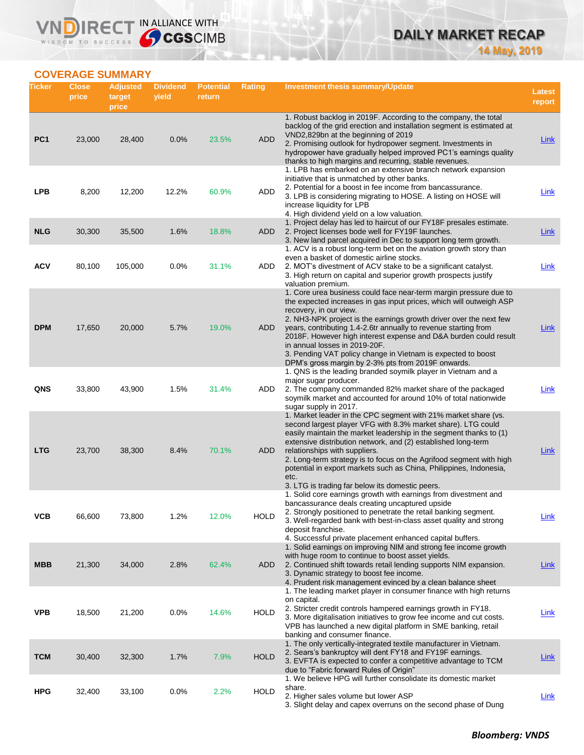## COVERAGE SUMMARY

| Ticker | Close price | Adjusted target price | Dividend yield | Potential return | Rating | Investment thesis summary/Update | Latest report |
|---|---|---|---|---|---|---|---|
| PC1 | 23,000 | 28,400 | 0.0% | 23.5% | ADD | 1. Robust backlog in 2019F. According to the company, the total backlog of the grid erection and installation segment is estimated at VND2,829bn at the beginning of 2019<br>2. Promising outlook for hydropower segment. Investments in hydropower have gradually helped improved PC1's earnings quality thanks to high margins and recurring, stable revenues. | Link |
| LPB | 8,200 | 12,200 | 12.2% | 60.9% | ADD | 1. LPB has embarked on an extensive branch network expansion initiative that is unmatched by other banks.<br>2. Potential for a boost in fee income from bancassurance.<br>3. LPB is considering migrating to HOSE. A listing on HOSE will increase liquidity for LPB<br>4. High dividend yield on a low valuation. | Link |
| NLG | 30,300 | 35,500 | 1.6% | 18.8% | ADD | 1. Project delay has led to haircut of our FY18F presales estimate.<br>2. Project licenses bode well for FY19F launches.<br>3. New land parcel acquired in Dec to support long term growth. | Link |
| ACV | 80,100 | 105,000 | 0.0% | 31.1% | ADD | 1. ACV is a robust long-term bet on the aviation growth story than even a basket of domestic airline stocks.<br>2. MOT's divestment of ACV stake to be a significant catalyst.<br>3. High return on capital and superior growth prospects justify valuation premium. | Link |
| DPM | 17,650 | 20,000 | 5.7% | 19.0% | ADD | 1. Core urea business could face near-term margin pressure due to the expected increases in gas input prices, which will outweigh ASP recovery, in our view.<br>2. NH3-NPK project is the earnings growth driver over the next few years, contributing 1.4-2.6tr annually to revenue starting from 2018F. However high interest expense and D&A burden could result in annual losses in 2019-20F.<br>3. Pending VAT policy change in Vietnam is expected to boost DPM's gross margin by 2-3% pts from 2019F onwards. | Link |
| QNS | 33,800 | 43,900 | 1.5% | 31.4% | ADD | 1. QNS is the leading branded soymilk player in Vietnam and a major sugar producer.<br>2. The company commanded 82% market share of the packaged soymilk market and accounted for around 10% of total nationwide sugar supply in 2017. | Link |
| LTG | 23,700 | 38,300 | 8.4% | 70.1% | ADD | 1. Market leader in the CPC segment with 21% market share (vs. second largest player VFG with 8.3% market share). LTG could easily maintain the market leadership in the segment thanks to (1) extensive distribution network, and (2) established long-term relationships with suppliers.<br>2. Long-term strategy is to focus on the Agrifood segment with high potential in export markets such as China, Philippines, Indonesia, etc.<br>3. LTG is trading far below its domestic peers. | Link |
| VCB | 66,600 | 73,800 | 1.2% | 12.0% | HOLD | 1. Solid core earnings growth with earnings from divestment and bancassurance deals creating uncaptured upside<br>2. Strongly positioned to penetrate the retail banking segment.<br>3. Well-regarded bank with best-in-class asset quality and strong deposit franchise.<br>4. Successful private placement enhanced capital buffers. | Link |
| MBB | 21,300 | 34,000 | 2.8% | 62.4% | ADD | 1. Solid earnings on improving NIM and strong fee income growth with huge room to continue to boost asset yields.<br>2. Continued shift towards retail lending supports NIM expansion.<br>3. Dynamic strategy to boost fee income.<br>4. Prudent risk management evinced by a clean balance sheet | Link |
| VPB | 18,500 | 21,200 | 0.0% | 14.6% | HOLD | 1. The leading market player in consumer finance with high returns on capital.<br>2. Stricter credit controls hampered earnings growth in FY18.<br>3. More digitalisation initiatives to grow fee income and cut costs. VPB has launched a new digital platform in SME banking, retail banking and consumer finance. | Link |
| TCM | 30,400 | 32,300 | 1.7% | 7.9% | HOLD | 1. The only vertically-integrated textile manufacturer in Vietnam.<br>2. Sears's bankruptcy will dent FY18 and FY19F earnings.<br>3. EVFTA is expected to confer a competitive advantage to TCM due to "Fabric forward Rules of Origin" | Link |
| HPG | 32,400 | 33,100 | 0.0% | 2.2% | HOLD | 1. We believe HPG will further consolidate its domestic market share.<br>2. Higher sales volume but lower ASP<br>3. Slight delay and capex overruns on the second phase of Dung | Link |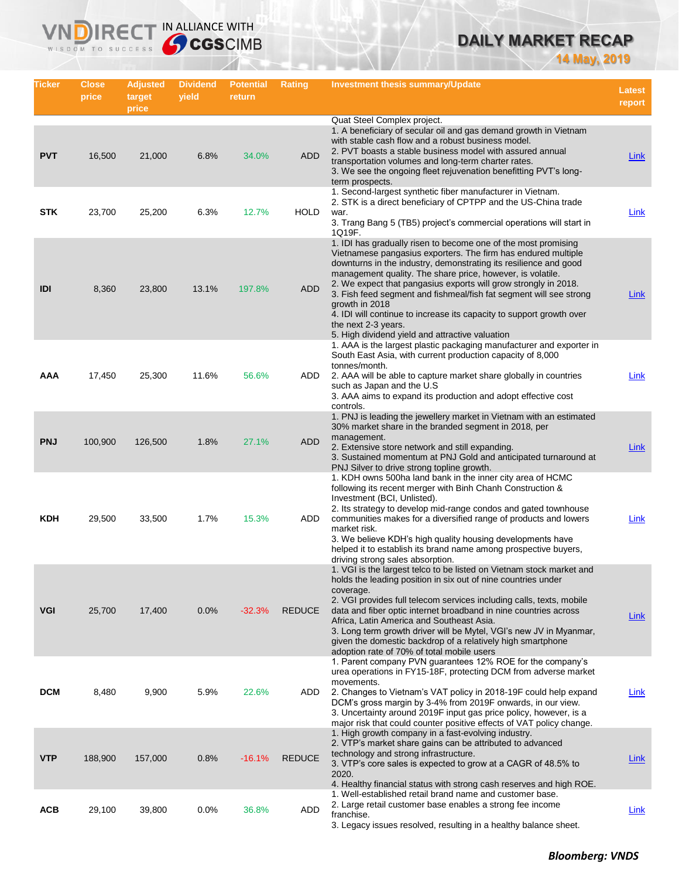| Ticker | Close price | Adjusted target price | Dividend yield | Potential return | Rating | Investment thesis summary/Update | Latest report |
|---|---|---|---|---|---|---|---|
| | | | | | | Quat Steel Complex project. | |
| PVT | 16,500 | 21,000 | 6.8% | 34.0% | ADD | 1. A beneficiary of secular oil and gas demand growth in Vietnam with stable cash flow and a robust business model.<br>2. PVT boasts a stable business model with assured annual transportation volumes and long-term charter rates.<br>3. We see the ongoing fleet rejuvenation benefitting PVT's long-term prospects. | Link |
| STK | 23,700 | 25,200 | 6.3% | 12.7% | HOLD | 1. Second-largest synthetic fiber manufacturer in Vietnam.<br>2. STK is a direct beneficiary of CPTPP and the US-China trade war.<br>3. Trang Bang 5 (TB5) project's commercial operations will start in 1Q19F. | Link |
| IDI | 8,360 | 23,800 | 13.1% | 197.8% | ADD | 1. IDI has gradually risen to become one of the most promising Vietnamese pangasius exporters. The firm has endured multiple downturns in the industry, demonstrating its resilience and good management quality. The share price, however, is volatile.<br>2. We expect that pangasius exports will grow strongly in 2018.<br>3. Fish feed segment and fishmeal/fish fat segment will see strong growth in 2018<br>4. IDI will continue to increase its capacity to support growth over the next 2-3 years.<br>5. High dividend yield and attractive valuation | Link |
| AAA | 17,450 | 25,300 | 11.6% | 56.6% | ADD | 1. AAA is the largest plastic packaging manufacturer and exporter in South East Asia, with current production capacity of 8,000 tonnes/month.<br>2. AAA will be able to capture market share globally in countries such as Japan and the U.S<br>3. AAA aims to expand its production and adopt effective cost controls. | Link |
| PNJ | 100,900 | 126,500 | 1.8% | 27.1% | ADD | 1. PNJ is leading the jewellery market in Vietnam with an estimated 30% market share in the branded segment in 2018, per management.<br>2. Extensive store network and still expanding.<br>3. Sustained momentum at PNJ Gold and anticipated turnaround at PNJ Silver to drive strong topline growth. | Link |
| KDH | 29,500 | 33,500 | 1.7% | 15.3% | ADD | 1. KDH owns 500ha land bank in the inner city area of HCMC following its recent merger with Binh Chanh Construction & Investment (BCI, Unlisted).<br>2. Its strategy to develop mid-range condos and gated townhouse communities makes for a diversified range of products and lowers market risk.<br>3. We believe KDH's high quality housing developments have helped it to establish its brand name among prospective buyers, driving strong sales absorption. | Link |
| VGI | 25,700 | 17,400 | 0.0% | -32.3% | REDUCE | 1. VGI is the largest telco to be listed on Vietnam stock market and holds the leading position in six out of nine countries under coverage.<br>2. VGI provides full telecom services including calls, texts, mobile data and fiber optic internet broadband in nine countries across Africa, Latin America and Southeast Asia.<br>3. Long term growth driver will be Mytel, VGI's new JV in Myanmar, given the domestic backdrop of a relatively high smartphone adoption rate of 70% of total mobile users | Link |
| DCM | 8,480 | 9,900 | 5.9% | 22.6% | ADD | 1. Parent company PVN guarantees 12% ROE for the company's urea operations in FY15-18F, protecting DCM from adverse market movements.<br>2. Changes to Vietnam's VAT policy in 2018-19F could help expand DCM's gross margin by 3-4% from 2019F onwards, in our view.<br>3. Uncertainty around 2019F input gas price policy, however, is a major risk that could counter positive effects of VAT policy change. | Link |
| VTP | 188,900 | 157,000 | 0.8% | -16.1% | REDUCE | 1. High growth company in a fast-evolving industry.<br>2. VTP's market share gains can be attributed to advanced technology and strong infrastructure.<br>3. VTP's core sales is expected to grow at a CAGR of 48.5% to 2020.<br>4. Healthy financial status with strong cash reserves and high ROE. | Link |
| ACB | 29,100 | 39,800 | 0.0% | 36.8% | ADD | 1. Well-established retail brand name and customer base.<br>2. Large retail customer base enables a strong fee income franchise.<br>3. Legacy issues resolved, resulting in a healthy balance sheet. | Link |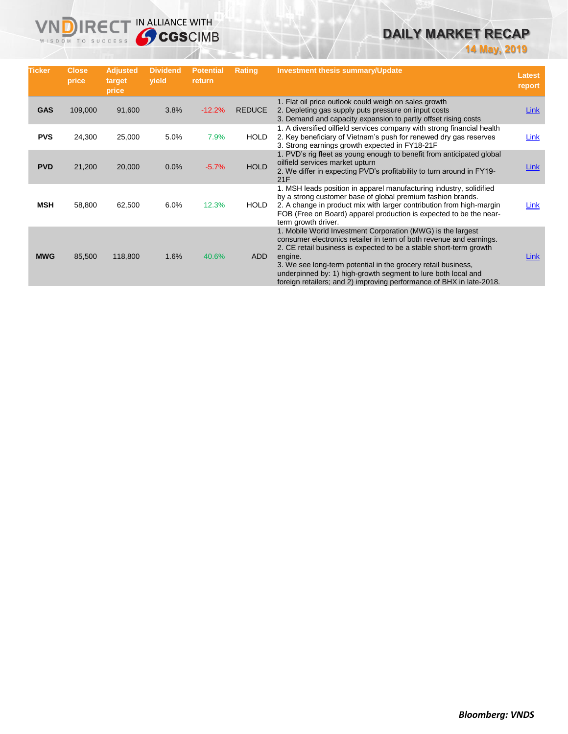| Ticker | Close price | Adjusted target price | Dividend yield | Potential return | Rating | Investment thesis summary/Update | Latest report |
|---|---|---|---|---|---|---|---|
| **GAS** | 109,000 | 91,600 | 3.8% | -12.2% | REDUCE | 1. Flat oil price outlook could weigh on sales growth<br>2. Depleting gas supply puts pressure on input costs<br>3. Demand and capacity expansion to partly offset rising costs | Link |
| **PVS** | 24,300 | 25,000 | 5.0% | 7.9% | HOLD | 1. A diversified oilfield services company with strong financial health<br>2. Key beneficiary of Vietnam's push for renewed dry gas reserves<br>3. Strong earnings growth expected in FY18-21F | Link |
| **PVD** | 21,200 | 20,000 | 0.0% | -5.7% | HOLD | 1. PVD's rig fleet as young enough to benefit from anticipated global oilfield services market upturn<br>2. We differ in expecting PVD's profitability to turn around in FY19-21F | Link |
| **MSH** | 58,800 | 62,500 | 6.0% | 12.3% | HOLD | 1. MSH leads position in apparel manufacturing industry, solidified by a strong customer base of global premium fashion brands.<br>2. A change in product mix with larger contribution from high-margin FOB (Free on Board) apparel production is expected to be the near-term growth driver. | Link |
| **MWG** | 85,500 | 118,800 | 1.6% | 40.6% | ADD | 1. Mobile World Investment Corporation (MWG) is the largest consumer electronics retailer in term of both revenue and earnings.<br>2. CE retail business is expected to be a stable short-term growth engine.<br>3. We see long-term potential in the grocery retail business, underpinned by: 1) high-growth segment to lure both local and foreign retailers; and 2) improving performance of BHX in late-2018. | Link |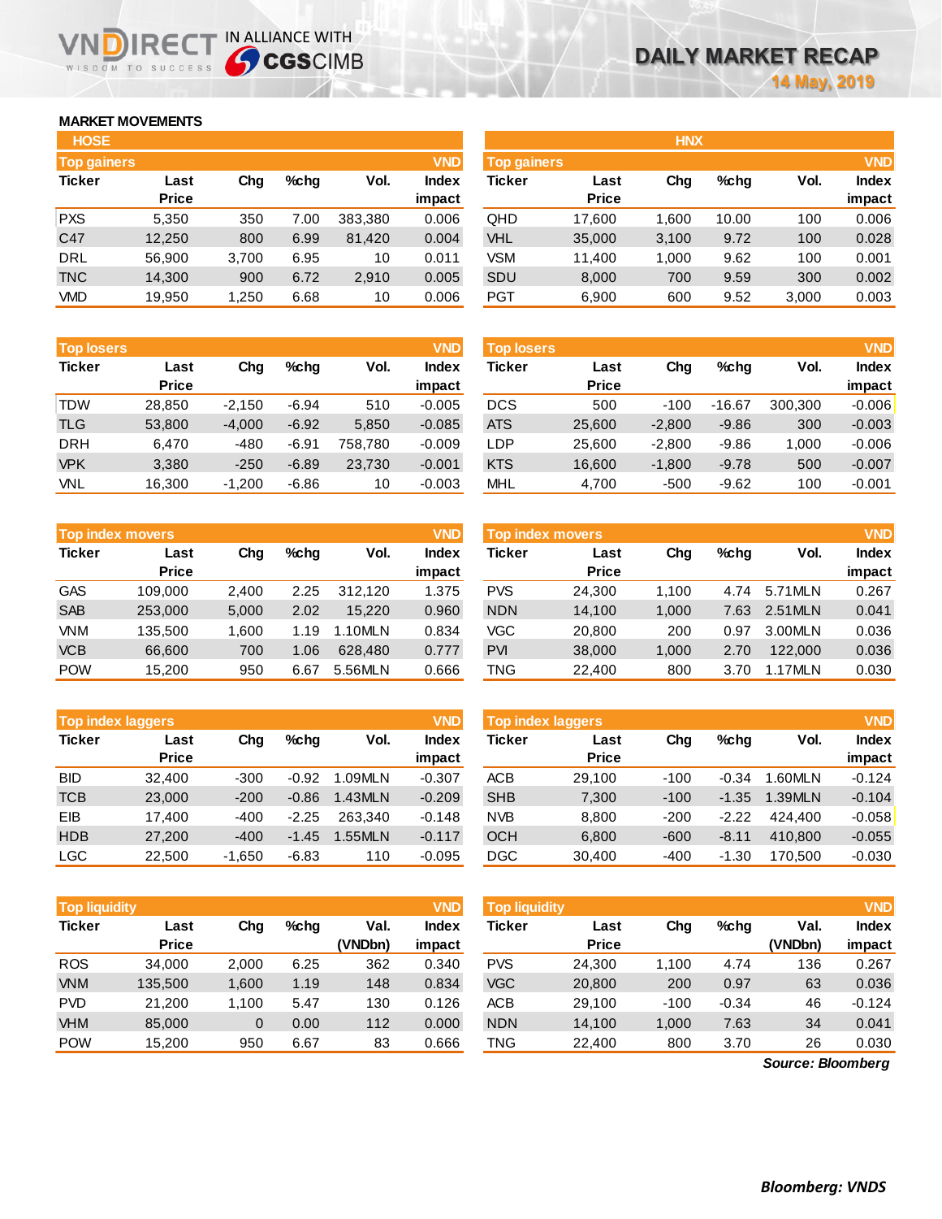# DAILY MARKET RECAP

14 May, 2019

## MARKET MOVEMENTS

### HOSE

**Top gainers** (VND)

| Ticker | Last Price | Chg | %chg | Vol. | Index impact |
|---|---|---|---|---|---|
| PXS | 5,350 | 350 | 7.00 | 383,380 | 0.006 |
| C47 | 12,250 | 800 | 6.99 | 81,420 | 0.004 |
| DRL | 56,900 | 3,700 | 6.95 | 10 | 0.011 |
| TNC | 14,300 | 900 | 6.72 | 2,910 | 0.005 |
| VMD | 19,950 | 1,250 | 6.68 | 10 | 0.006 |

**Top losers** (VND)

| Ticker | Last Price | Chg | %chg | Vol. | Index impact |
|---|---|---|---|---|---|
| TDW | 28,850 | -2,150 | -6.94 | 510 | -0.005 |
| TLG | 53,800 | -4,000 | -6.92 | 5,850 | -0.085 |
| DRH | 6,470 | -480 | -6.91 | 758,780 | -0.009 |
| VPK | 3,380 | -250 | -6.89 | 23,730 | -0.001 |
| VNL | 16,300 | -1,200 | -6.86 | 10 | -0.003 |

**Top index movers** (VND)

| Ticker | Last Price | Chg | %chg | Vol. | Index impact |
|---|---|---|---|---|---|
| GAS | 109,000 | 2,400 | 2.25 | 312,120 | 1.375 |
| SAB | 253,000 | 5,000 | 2.02 | 15,220 | 0.960 |
| VNM | 135,500 | 1,600 | 1.19 | 1.10MLN | 0.834 |
| VCB | 66,600 | 700 | 1.06 | 628,480 | 0.777 |
| POW | 15,200 | 950 | 6.67 | 5.56MLN | 0.666 |

**Top index laggers** (VND)

| Ticker | Last Price | Chg | %chg | Vol. | Index impact |
|---|---|---|---|---|---|
| BID | 32,400 | -300 | -0.92 | 1.09MLN | -0.307 |
| TCB | 23,000 | -200 | -0.86 | 1.43MLN | -0.209 |
| EIB | 17,400 | -400 | -2.25 | 263,340 | -0.148 |
| HDB | 27,200 | -400 | -1.45 | 1.55MLN | -0.117 |
| LGC | 22,500 | -1,650 | -6.83 | 110 | -0.095 |

**Top liquidity** (VND)

| Ticker | Last Price | Chg | %chg | Val. (VNDbn) | Index impact |
|---|---|---|---|---|---|
| ROS | 34,000 | 2,000 | 6.25 | 362 | 0.340 |
| VNM | 135,500 | 1,600 | 1.19 | 148 | 0.834 |
| PVD | 21,200 | 1,100 | 5.47 | 130 | 0.126 |
| VHM | 85,000 | 0 | 0.00 | 112 | 0.000 |
| POW | 15,200 | 950 | 6.67 | 83 | 0.666 |

### HNX

**Top gainers** (VND)

| Ticker | Last Price | Chg | %chg | Vol. | Index impact |
|---|---|---|---|---|---|
| QHD | 17,600 | 1,600 | 10.00 | 100 | 0.006 |
| VHL | 35,000 | 3,100 | 9.72 | 100 | 0.028 |
| VSM | 11,400 | 1,000 | 9.62 | 100 | 0.001 |
| SDU | 8,000 | 700 | 9.59 | 300 | 0.002 |
| PGT | 6,900 | 600 | 9.52 | 3,000 | 0.003 |

**Top losers** (VND)

| Ticker | Last Price | Chg | %chg | Vol. | Index impact |
|---|---|---|---|---|---|
| DCS | 500 | -100 | -16.67 | 300,300 | -0.006 |
| ATS | 25,600 | -2,800 | -9.86 | 300 | -0.003 |
| LDP | 25,600 | -2,800 | -9.86 | 1,000 | -0.006 |
| KTS | 16,600 | -1,800 | -9.78 | 500 | -0.007 |
| MHL | 4,700 | -500 | -9.62 | 100 | -0.001 |

**Top index movers** (VND)

| Ticker | Last Price | Chg | %chg | Vol. | Index impact |
|---|---|---|---|---|---|
| PVS | 24,300 | 1,100 | 4.74 | 5.71MLN | 0.267 |
| NDN | 14,100 | 1,000 | 7.63 | 2.51MLN | 0.041 |
| VGC | 20,800 | 200 | 0.97 | 3.00MLN | 0.036 |
| PVI | 38,000 | 1,000 | 2.70 | 122,000 | 0.036 |
| TNG | 22,400 | 800 | 3.70 | 1.17MLN | 0.030 |

**Top index laggers** (VND)

| Ticker | Last Price | Chg | %chg | Vol. | Index impact |
|---|---|---|---|---|---|
| ACB | 29,100 | -100 | -0.34 | 1.60MLN | -0.124 |
| SHB | 7,300 | -100 | -1.35 | 1.39MLN | -0.104 |
| NVB | 8,800 | -200 | -2.22 | 424,400 | -0.058 |
| OCH | 6,800 | -600 | -8.11 | 410,800 | -0.055 |
| DGC | 30,400 | -400 | -1.30 | 170,500 | -0.030 |

**Top liquidity** (VND)

| Ticker | Last Price | Chg | %chg | Val. (VNDbn) | Index impact |
|---|---|---|---|---|---|
| PVS | 24,300 | 1,100 | 4.74 | 136 | 0.267 |
| VGC | 20,800 | 200 | 0.97 | 63 | 0.036 |
| ACB | 29,100 | -100 | -0.34 | 46 | -0.124 |
| NDN | 14,100 | 1,000 | 7.63 | 34 | 0.041 |
| TNG | 22,400 | 800 | 3.70 | 26 | 0.030 |

*Source: Bloomberg*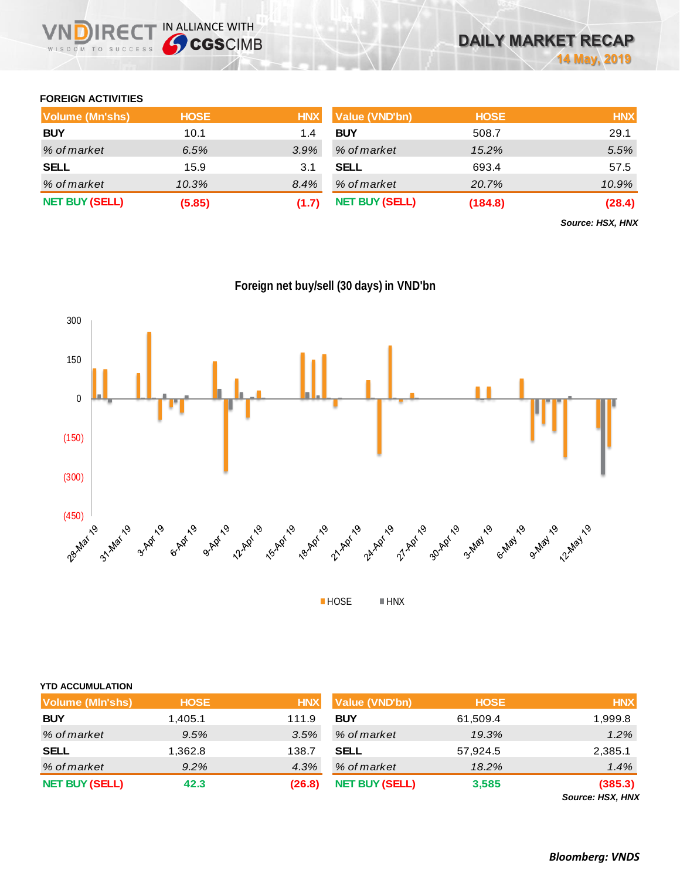DAILY MARKET RECAP

14 May, 2019

### FOREIGN ACTIVITIES

| Volume (Mn'shs) | HOSE | HNX |
|---|---|---|
| BUY | 10.1 | 1.4 |
| *% of market* | *6.5%* | *3.9%* |
| SELL | 15.9 | 3.1 |
| *% of market* | *10.3%* | *8.4%* |
| NET BUY (SELL) | (5.85) | (1.7) |

| Value (VND'bn) | HOSE | HNX |
|---|---|---|
| BUY | 508.7 | 29.1 |
| *% of market* | *15.2%* | *5.5%* |
| SELL | 693.4 | 57.5 |
| *% of market* | *20.7%* | *10.9%* |
| NET BUY (SELL) | (184.8) | (28.4) |

***Source: HSX, HNX***

Foreign net buy/sell (30 days) in VND'bn

300
150
0
(150)
(300)
(450)

28-Mar 19
31-Mar 19
3-Apr 19
6-Apr 19
9-Apr 19
12-Apr 19
15-Apr 19
18-Apr 19
21-Apr 19
24-Apr 19
27-Apr 19
30-Apr 19
3-May 19
6-May 19
9-May 19
12-May 19

HOSE
HNX

### YTD ACCUMULATION

| Volume (Mln'shs) | HOSE | HNX |
|---|---|---|
| BUY | 1,405.1 | 111.9 |
| *% of market* | *9.5%* | *3.5%* |
| SELL | 1,362.8 | 138.7 |
| *% of market* | *9.2%* | *4.3%* |
| NET BUY (SELL) | 42.3 | (26.8) |

| Value (VND'bn) | HOSE | HNX |
|---|---|---|
| BUY | 61,509.4 | 1,999.8 |
| *% of market* | *19.3%* | *1.2%* |
| SELL | 57,924.5 | 2,385.1 |
| *% of market* | *18.2%* | *1.4%* |
| NET BUY (SELL) | 3,585 | (385.3) |

***Source: HSX, HNX***

***Bloomberg: VNDS***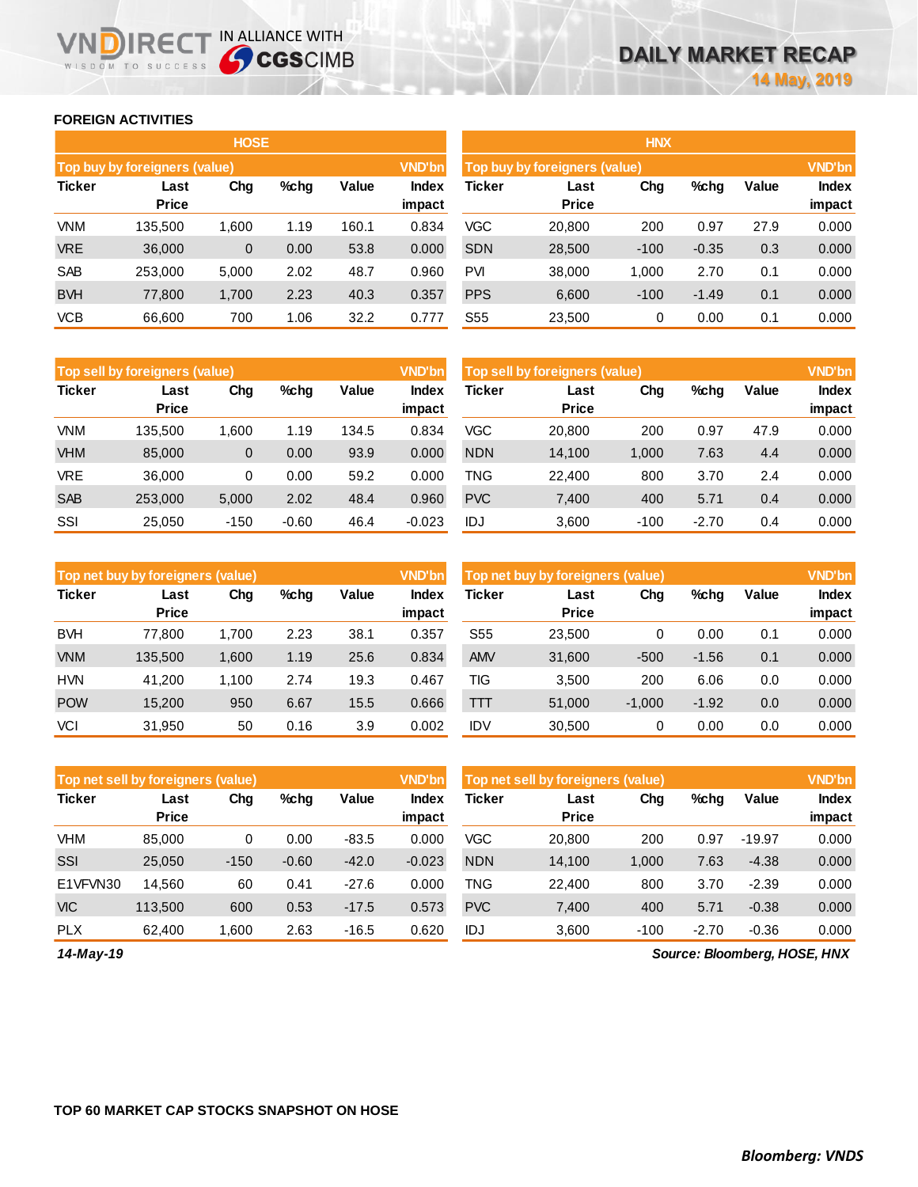## FOREIGN ACTIVITIES

### HOSE

| Top buy by foreigners (value) | | | | | VND'bn |
|---|---|---|---|---|---|
| Ticker | Last Price | Chg | %chg | Value | Index impact |
| VNM | 135,500 | 1,600 | 1.19 | 160.1 | 0.834 |
| VRE | 36,000 | 0 | 0.00 | 53.8 | 0.000 |
| SAB | 253,000 | 5,000 | 2.02 | 48.7 | 0.960 |
| BVH | 77,800 | 1,700 | 2.23 | 40.3 | 0.357 |
| VCB | 66,600 | 700 | 1.06 | 32.2 | 0.777 |

| Top sell by foreigners (value) | | | | | VND'bn |
|---|---|---|---|---|---|
| Ticker | Last Price | Chg | %chg | Value | Index impact |
| VNM | 135,500 | 1,600 | 1.19 | 134.5 | 0.834 |
| VHM | 85,000 | 0 | 0.00 | 93.9 | 0.000 |
| VRE | 36,000 | 0 | 0.00 | 59.2 | 0.000 |
| SAB | 253,000 | 5,000 | 2.02 | 48.4 | 0.960 |
| SSI | 25,050 | -150 | -0.60 | 46.4 | -0.023 |

| Top net buy by foreigners (value) | | | | | VND'bn |
|---|---|---|---|---|---|
| Ticker | Last Price | Chg | %chg | Value | Index impact |
| BVH | 77,800 | 1,700 | 2.23 | 38.1 | 0.357 |
| VNM | 135,500 | 1,600 | 1.19 | 25.6 | 0.834 |
| HVN | 41,200 | 1,100 | 2.74 | 19.3 | 0.467 |
| POW | 15,200 | 950 | 6.67 | 15.5 | 0.666 |
| VCI | 31,950 | 50 | 0.16 | 3.9 | 0.002 |

| Top net sell by foreigners (value) | | | | | VND'bn |
|---|---|---|---|---|---|
| Ticker | Last Price | Chg | %chg | Value | Index impact |
| VHM | 85,000 | 0 | 0.00 | -83.5 | 0.000 |
| SSI | 25,050 | -150 | -0.60 | -42.0 | -0.023 |
| E1VFVN30 | 14,560 | 60 | 0.41 | -27.6 | 0.000 |
| VIC | 113,500 | 600 | 0.53 | -17.5 | 0.573 |
| PLX | 62,400 | 1,600 | 2.63 | -16.5 | 0.620 |

### HNX

| Top buy by foreigners (value) | | | | | VND'bn |
|---|---|---|---|---|---|
| Ticker | Last Price | Chg | %chg | Value | Index impact |
| VGC | 20,800 | 200 | 0.97 | 27.9 | 0.000 |
| SDN | 28,500 | -100 | -0.35 | 0.3 | 0.000 |
| PVI | 38,000 | 1,000 | 2.70 | 0.1 | 0.000 |
| PPS | 6,600 | -100 | -1.49 | 0.1 | 0.000 |
| S55 | 23,500 | 0 | 0.00 | 0.1 | 0.000 |

| Top sell by foreigners (value) | | | | | VND'bn |
|---|---|---|---|---|---|
| Ticker | Last Price | Chg | %chg | Value | Index impact |
| VGC | 20,800 | 200 | 0.97 | 47.9 | 0.000 |
| NDN | 14,100 | 1,000 | 7.63 | 4.4 | 0.000 |
| TNG | 22,400 | 800 | 3.70 | 2.4 | 0.000 |
| PVC | 7,400 | 400 | 5.71 | 0.4 | 0.000 |
| IDJ | 3,600 | -100 | -2.70 | 0.4 | 0.000 |

| Top net buy by foreigners (value) | | | | | VND'bn |
|---|---|---|---|---|---|
| Ticker | Last Price | Chg | %chg | Value | Index impact |
| S55 | 23,500 | 0 | 0.00 | 0.1 | 0.000 |
| AMV | 31,600 | -500 | -1.56 | 0.1 | 0.000 |
| TIG | 3,500 | 200 | 6.06 | 0.0 | 0.000 |
| TTT | 51,000 | -1,000 | -1.92 | 0.0 | 0.000 |
| IDV | 30,500 | 0 | 0.00 | 0.0 | 0.000 |

| Top net sell by foreigners (value) | | | | | VND'bn |
|---|---|---|---|---|---|
| Ticker | Last Price | Chg | %chg | Value | Index impact |
| VGC | 20,800 | 200 | 0.97 | -19.97 | 0.000 |
| NDN | 14,100 | 1,000 | 7.63 | -4.38 | 0.000 |
| TNG | 22,400 | 800 | 3.70 | -2.39 | 0.000 |
| PVC | 7,400 | 400 | 5.71 | -0.38 | 0.000 |
| IDJ | 3,600 | -100 | -2.70 | -0.36 | 0.000 |

*14-May-19*

*Source: Bloomberg, HOSE, HNX*

## TOP 60 MARKET CAP STOCKS SNAPSHOT ON HOSE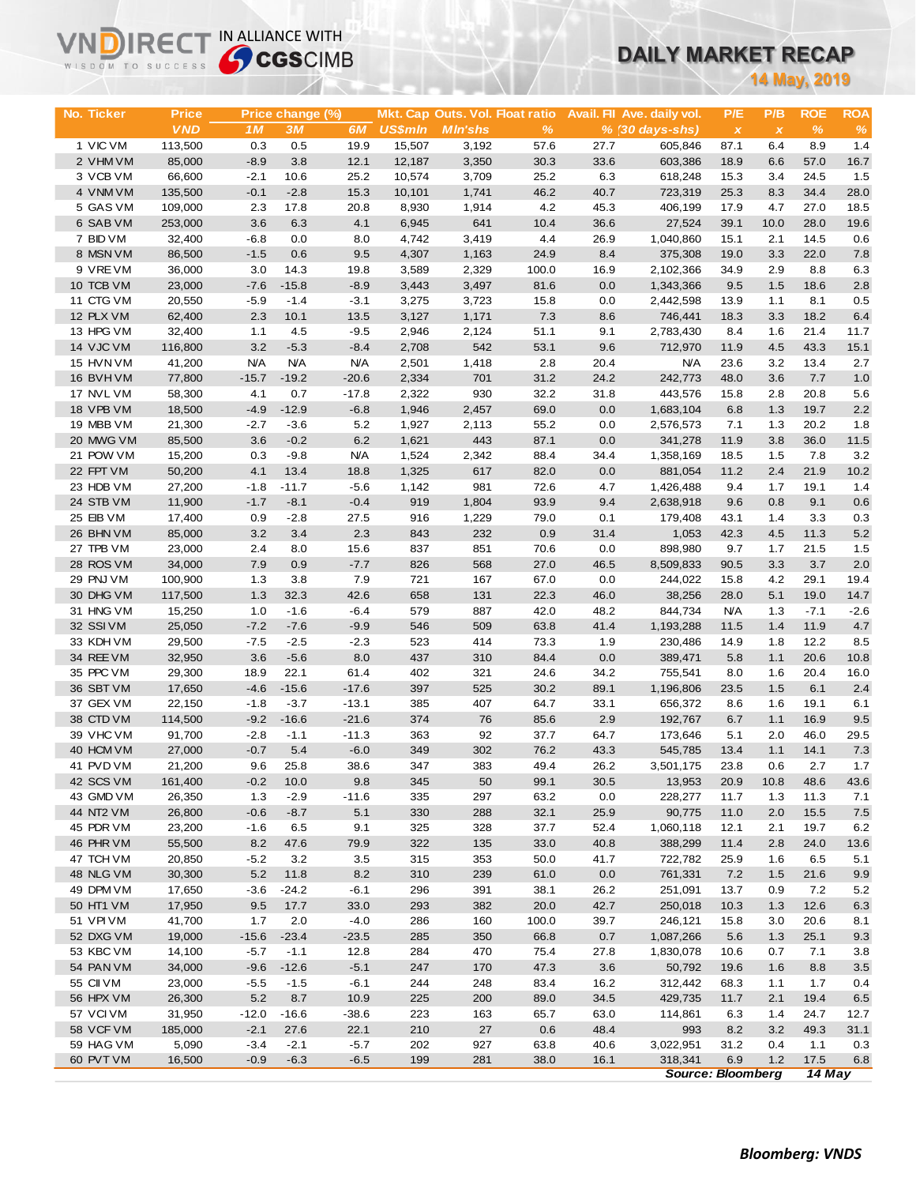VNDIRECT WISDOM TO SUCCESS IN ALLIANCE WITH CGSCIMB

# DAILY MARKET RECAP

**14 May, 2019**

| No. | Ticker | Price | Price change (%) | | | Mkt. Cap | Outs. Vol. | Float ratio | Avail. FII | Ave. daily vol. | P/E | P/B | ROE | ROA |
|---|---|---|---|---|---|---|---|---|---|---|---|---|---|---|
| | | VND | 1M | 3M | 6M | US$mln | Mln'shs | % | % | (30 days-shs) | x | x | % | % |
| 1 | VIC VM | 113,500 | 0.3 | 0.5 | 19.9 | 15,507 | 3,192 | 57.6 | 27.7 | 605,846 | 87.1 | 6.4 | 8.9 | 1.4 |
| 2 | VHM VM | 85,000 | -8.9 | 3.8 | 12.1 | 12,187 | 3,350 | 30.3 | 33.6 | 603,386 | 18.9 | 6.6 | 57.0 | 16.7 |
| 3 | VCB VM | 66,600 | -2.1 | 10.6 | 25.2 | 10,574 | 3,709 | 25.2 | 6.3 | 618,248 | 15.3 | 3.4 | 24.5 | 1.5 |
| 4 | VNM VM | 135,500 | -0.1 | -2.8 | 15.3 | 10,101 | 1,741 | 46.2 | 40.7 | 723,319 | 25.3 | 8.3 | 34.4 | 28.0 |
| 5 | GAS VM | 109,000 | 2.3 | 17.8 | 20.8 | 8,930 | 1,914 | 4.2 | 45.3 | 406,199 | 17.9 | 4.7 | 27.0 | 18.5 |
| 6 | SAB VM | 253,000 | 3.6 | 6.3 | 4.1 | 6,945 | 641 | 10.4 | 36.6 | 27,524 | 39.1 | 10.0 | 28.0 | 19.6 |
| 7 | BID VM | 32,400 | -6.8 | 0.0 | 8.0 | 4,742 | 3,419 | 4.4 | 26.9 | 1,040,860 | 15.1 | 2.1 | 14.5 | 0.6 |
| 8 | MSN VM | 86,500 | -1.5 | 0.6 | 9.5 | 4,307 | 1,163 | 24.9 | 8.4 | 375,308 | 19.0 | 3.3 | 22.0 | 7.8 |
| 9 | VRE VM | 36,000 | 3.0 | 14.3 | 19.8 | 3,589 | 2,329 | 100.0 | 16.9 | 2,102,366 | 34.9 | 2.9 | 8.8 | 6.3 |
| 10 | TCB VM | 23,000 | -7.6 | -15.8 | -8.9 | 3,443 | 3,497 | 81.6 | 0.0 | 1,343,366 | 9.5 | 1.5 | 18.6 | 2.8 |
| 11 | CTG VM | 20,550 | -5.9 | -1.4 | -3.1 | 3,275 | 3,723 | 15.8 | 0.0 | 2,442,598 | 13.9 | 1.1 | 8.1 | 0.5 |
| 12 | PLX VM | 62,400 | 2.3 | 10.1 | 13.5 | 3,127 | 1,171 | 7.3 | 8.6 | 746,441 | 18.3 | 3.3 | 18.2 | 6.4 |
| 13 | HPG VM | 32,400 | 1.1 | 4.5 | -9.5 | 2,946 | 2,124 | 51.1 | 9.1 | 2,783,430 | 8.4 | 1.6 | 21.4 | 11.7 |
| 14 | VJC VM | 116,800 | 3.2 | -5.3 | -8.4 | 2,708 | 542 | 53.1 | 9.6 | 712,970 | 11.9 | 4.5 | 43.3 | 15.1 |
| 15 | HVN VM | 41,200 | N/A | N/A | N/A | 2,501 | 1,418 | 2.8 | 20.4 | N/A | 23.6 | 3.2 | 13.4 | 2.7 |
| 16 | BVH VM | 77,800 | -15.7 | -19.2 | -20.6 | 2,334 | 701 | 31.2 | 24.2 | 242,773 | 48.0 | 3.6 | 7.7 | 1.0 |
| 17 | NVL VM | 58,300 | 4.1 | 0.7 | -17.8 | 2,322 | 930 | 32.2 | 31.8 | 443,576 | 15.8 | 2.8 | 20.8 | 5.6 |
| 18 | VPB VM | 18,500 | -4.9 | -12.9 | -6.8 | 1,946 | 2,457 | 69.0 | 0.0 | 1,683,104 | 6.8 | 1.3 | 19.7 | 2.2 |
| 19 | MBB VM | 21,300 | -2.7 | -3.6 | 5.2 | 1,927 | 2,113 | 55.2 | 0.0 | 2,576,573 | 7.1 | 1.3 | 20.2 | 1.8 |
| 20 | MWG VM | 85,500 | 3.6 | -0.2 | 6.2 | 1,621 | 443 | 87.1 | 0.0 | 341,278 | 11.9 | 3.8 | 36.0 | 11.5 |
| 21 | POW VM | 15,200 | 0.3 | -9.8 | N/A | 1,524 | 2,342 | 88.4 | 34.4 | 1,358,169 | 18.5 | 1.5 | 7.8 | 3.2 |
| 22 | FPT VM | 50,200 | 4.1 | 13.4 | 18.8 | 1,325 | 617 | 82.0 | 0.0 | 881,054 | 11.2 | 2.4 | 21.9 | 10.2 |
| 23 | HDB VM | 27,200 | -1.8 | -11.7 | -5.6 | 1,142 | 981 | 72.6 | 4.7 | 1,426,488 | 9.4 | 1.7 | 19.1 | 1.4 |
| 24 | STB VM | 11,900 | -1.7 | -8.1 | -0.4 | 919 | 1,804 | 93.9 | 9.4 | 2,638,918 | 9.6 | 0.8 | 9.1 | 0.6 |
| 25 | EIB VM | 17,400 | 0.9 | -2.8 | 27.5 | 916 | 1,229 | 79.0 | 0.1 | 179,408 | 43.1 | 1.4 | 3.3 | 0.3 |
| 26 | BHN VM | 85,000 | 3.2 | 3.4 | 2.3 | 843 | 232 | 0.9 | 31.4 | 1,053 | 42.3 | 4.5 | 11.3 | 5.2 |
| 27 | TPB VM | 23,000 | 2.4 | 8.0 | 15.6 | 837 | 851 | 70.6 | 0.0 | 898,980 | 9.7 | 1.7 | 21.5 | 1.5 |
| 28 | ROS VM | 34,000 | 7.9 | 0.9 | -7.7 | 826 | 568 | 27.0 | 46.5 | 8,509,833 | 90.5 | 3.3 | 3.7 | 2.0 |
| 29 | PNJ VM | 100,900 | 1.3 | 3.8 | 7.9 | 721 | 167 | 67.0 | 0.0 | 244,022 | 15.8 | 4.2 | 29.1 | 19.4 |
| 30 | DHG VM | 117,500 | 1.3 | 32.3 | 42.6 | 658 | 131 | 22.3 | 46.0 | 38,256 | 28.0 | 5.1 | 19.0 | 14.7 |
| 31 | HNG VM | 15,250 | 1.0 | -1.6 | -6.4 | 579 | 887 | 42.0 | 48.2 | 844,734 | N/A | 1.3 | -7.1 | -2.6 |
| 32 | SSI VM | 25,050 | -7.2 | -7.6 | -9.9 | 546 | 509 | 63.8 | 41.4 | 1,193,288 | 11.5 | 1.4 | 11.9 | 4.7 |
| 33 | KDH VM | 29,500 | -7.5 | -2.5 | -2.3 | 523 | 414 | 73.3 | 1.9 | 230,486 | 14.9 | 1.8 | 12.2 | 8.5 |
| 34 | REE VM | 32,950 | 3.6 | -5.6 | 8.0 | 437 | 310 | 84.4 | 0.0 | 389,471 | 5.8 | 1.1 | 20.6 | 10.8 |
| 35 | PPC VM | 29,300 | 18.9 | 22.1 | 61.4 | 402 | 321 | 24.6 | 34.2 | 755,541 | 8.0 | 1.6 | 20.4 | 16.0 |
| 36 | SBT VM | 17,650 | -4.6 | -15.6 | -17.6 | 397 | 525 | 30.2 | 89.1 | 1,196,806 | 23.5 | 1.5 | 6.1 | 2.4 |
| 37 | GEX VM | 22,150 | -1.8 | -3.7 | -13.1 | 385 | 407 | 64.7 | 33.1 | 656,372 | 8.6 | 1.6 | 19.1 | 6.1 |
| 38 | CTD VM | 114,500 | -9.2 | -16.6 | -21.6 | 374 | 76 | 85.6 | 2.9 | 192,767 | 6.7 | 1.1 | 16.9 | 9.5 |
| 39 | VHC VM | 91,700 | -2.8 | -1.1 | -11.3 | 363 | 92 | 37.7 | 64.7 | 173,646 | 5.1 | 2.0 | 46.0 | 29.5 |
| 40 | HCM VM | 27,000 | -0.7 | 5.4 | -6.0 | 349 | 302 | 76.2 | 43.3 | 545,785 | 13.4 | 1.1 | 14.1 | 7.3 |
| 41 | PVD VM | 21,200 | 9.6 | 25.8 | 38.6 | 347 | 383 | 49.4 | 26.2 | 3,501,175 | 23.8 | 0.6 | 2.7 | 1.7 |
| 42 | SCS VM | 161,400 | -0.2 | 10.0 | 9.8 | 345 | 50 | 99.1 | 30.5 | 13,953 | 20.9 | 10.8 | 48.6 | 43.6 |
| 43 | GMD VM | 26,350 | 1.3 | -2.9 | -11.6 | 335 | 297 | 63.2 | 0.0 | 228,277 | 11.7 | 1.3 | 11.3 | 7.1 |
| 44 | NT2 VM | 26,800 | -0.6 | -8.7 | 5.1 | 330 | 288 | 32.1 | 25.9 | 90,775 | 11.0 | 2.0 | 15.5 | 7.5 |
| 45 | PDR VM | 23,200 | -1.6 | 6.5 | 9.1 | 325 | 328 | 37.7 | 52.4 | 1,060,118 | 12.1 | 2.1 | 19.7 | 6.2 |
| 46 | PHR VM | 55,500 | 8.2 | 47.6 | 79.9 | 322 | 135 | 33.0 | 40.8 | 388,299 | 11.4 | 2.8 | 24.0 | 13.6 |
| 47 | TCH VM | 20,850 | -5.2 | 3.2 | 3.5 | 315 | 353 | 50.0 | 41.7 | 722,782 | 25.9 | 1.6 | 6.5 | 5.1 |
| 48 | NLG VM | 30,300 | 5.2 | 11.8 | 8.2 | 310 | 239 | 61.0 | 0.0 | 761,331 | 7.2 | 1.5 | 21.6 | 9.9 |
| 49 | DPM VM | 17,650 | -3.6 | -24.2 | -6.1 | 296 | 391 | 38.1 | 26.2 | 251,091 | 13.7 | 0.9 | 7.2 | 5.2 |
| 50 | HT1 VM | 17,950 | 9.5 | 17.7 | 33.0 | 293 | 382 | 20.0 | 42.7 | 250,018 | 10.3 | 1.3 | 12.6 | 6.3 |
| 51 | VPI VM | 41,700 | 1.7 | 2.0 | -4.0 | 286 | 160 | 100.0 | 39.7 | 246,121 | 15.8 | 3.0 | 20.6 | 8.1 |
| 52 | DXG VM | 19,000 | -15.6 | -23.4 | -23.5 | 285 | 350 | 66.8 | 0.7 | 1,087,266 | 5.6 | 1.3 | 25.1 | 9.3 |
| 53 | KBC VM | 14,100 | -5.7 | -1.1 | 12.8 | 284 | 470 | 75.4 | 27.8 | 1,830,078 | 10.6 | 0.7 | 7.1 | 3.8 |
| 54 | PAN VM | 34,000 | -9.6 | -12.6 | -5.1 | 247 | 170 | 47.3 | 3.6 | 50,792 | 19.6 | 1.6 | 8.8 | 3.5 |
| 55 | CII VM | 23,000 | -5.5 | -1.5 | -6.1 | 244 | 248 | 83.4 | 16.2 | 312,442 | 68.3 | 1.1 | 1.7 | 0.4 |
| 56 | HPX VM | 26,300 | 5.2 | 8.7 | 10.9 | 225 | 200 | 89.0 | 34.5 | 429,735 | 11.7 | 2.1 | 19.4 | 6.5 |
| 57 | VCI VM | 31,950 | -12.0 | -16.6 | -38.6 | 223 | 163 | 65.7 | 63.0 | 114,861 | 6.3 | 1.4 | 24.7 | 12.7 |
| 58 | VCF VM | 185,000 | -2.1 | 27.6 | 22.1 | 210 | 27 | 0.6 | 48.4 | 993 | 8.2 | 3.2 | 49.3 | 31.1 |
| 59 | HAG VM | 5,090 | -3.4 | -2.1 | -5.7 | 202 | 927 | 63.8 | 40.6 | 3,022,951 | 31.2 | 0.4 | 1.1 | 0.3 |
| 60 | PVT VM | 16,500 | -0.9 | -6.3 | -6.5 | 199 | 281 | 38.0 | 16.1 | 318,341 | 6.9 | 1.2 | 17.5 | 6.8 |

*Source: Bloomberg* *14 May*

***Bloomberg: VNDS***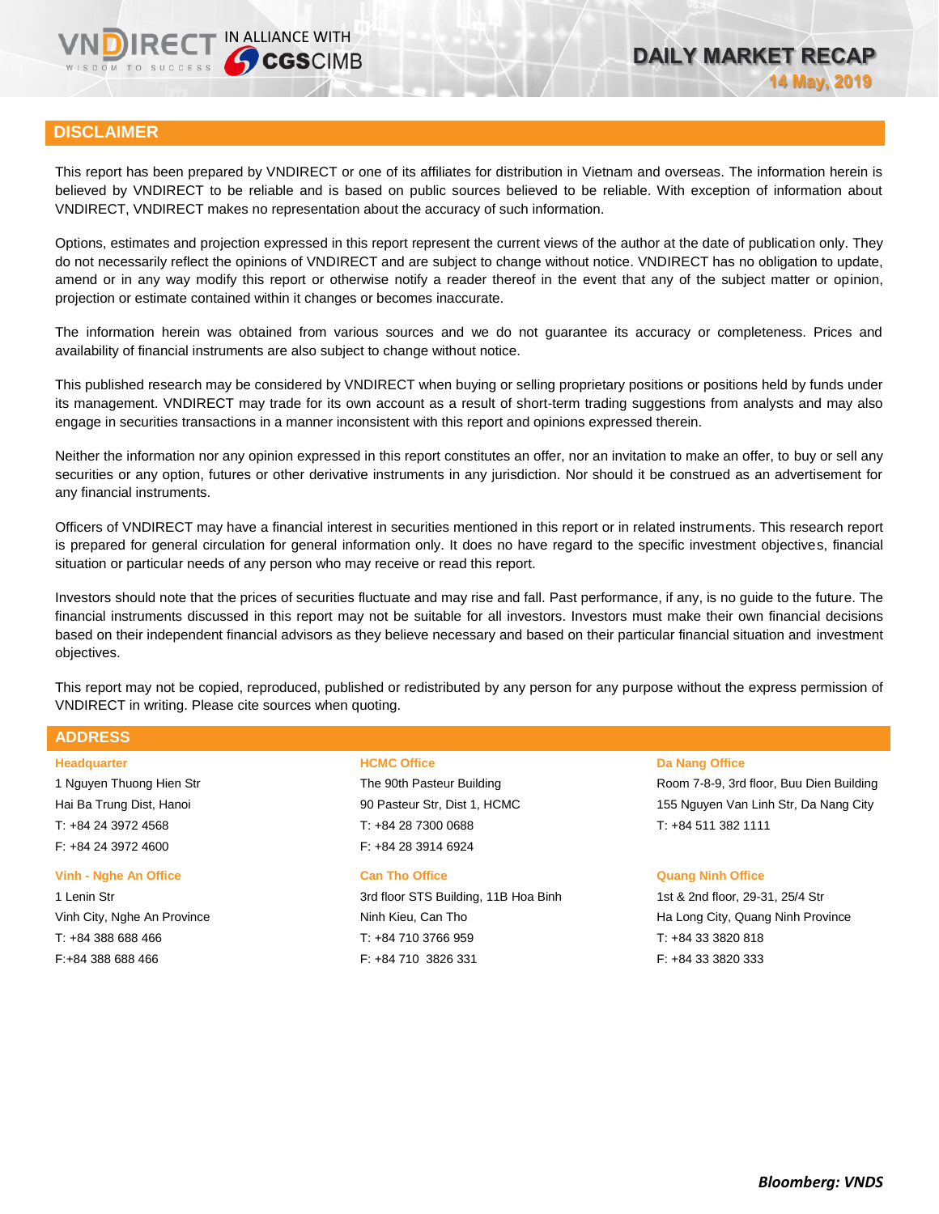## DISCLAIMER

This report has been prepared by VNDIRECT or one of its affiliates for distribution in Vietnam and overseas. The information herein is believed by VNDIRECT to be reliable and is based on public sources believed to be reliable. With exception of information about VNDIRECT, VNDIRECT makes no representation about the accuracy of such information.

Options, estimates and projection expressed in this report represent the current views of the author at the date of publication only. They do not necessarily reflect the opinions of VNDIRECT and are subject to change without notice. VNDIRECT has no obligation to update, amend or in any way modify this report or otherwise notify a reader thereof in the event that any of the subject matter or opinion, projection or estimate contained within it changes or becomes inaccurate.

The information herein was obtained from various sources and we do not guarantee its accuracy or completeness. Prices and availability of financial instruments are also subject to change without notice.

This published research may be considered by VNDIRECT when buying or selling proprietary positions or positions held by funds under its management. VNDIRECT may trade for its own account as a result of short-term trading suggestions from analysts and may also engage in securities transactions in a manner inconsistent with this report and opinions expressed therein.

Neither the information nor any opinion expressed in this report constitutes an offer, nor an invitation to make an offer, to buy or sell any securities or any option, futures or other derivative instruments in any jurisdiction. Nor should it be construed as an advertisement for any financial instruments.

Officers of VNDIRECT may have a financial interest in securities mentioned in this report or in related instruments. This research report is prepared for general circulation for general information only. It does no have regard to the specific investment objectives, financial situation or particular needs of any person who may receive or read this report.

Investors should note that the prices of securities fluctuate and may rise and fall. Past performance, if any, is no guide to the future. The financial instruments discussed in this report may not be suitable for all investors. Investors must make their own financial decisions based on their independent financial advisors as they believe necessary and based on their particular financial situation and investment objectives.

This report may not be copied, reproduced, published or redistributed by any person for any purpose without the express permission of VNDIRECT in writing. Please cite sources when quoting.

## ADDRESS

**Headquarter**
1 Nguyen Thuong Hien Str
Hai Ba Trung Dist, Hanoi
T: +84 24 3972 4568
F: +84 24 3972 4600

**HCMC Office**
The 90th Pasteur Building
90 Pasteur Str, Dist 1, HCMC
T: +84 28 7300 0688
F: +84 28 3914 6924

**Da Nang Office**
Room 7-8-9, 3rd floor, Buu Dien Building
155 Nguyen Van Linh Str, Da Nang City
T: +84 511 382 1111

**Vinh - Nghe An Office**
1 Lenin Str
Vinh City, Nghe An Province
T: +84 388 688 466
F:+84 388 688 466

**Can Tho Office**
3rd floor STS Building, 11B Hoa Binh
Ninh Kieu, Can Tho
T: +84 710 3766 959
F: +84 710 3826 331

**Quang Ninh Office**
1st & 2nd floor, 29-31, 25/4 Str
Ha Long City, Quang Ninh Province
T: +84 33 3820 818
F: +84 33 3820 333

***Bloomberg: VNDS***